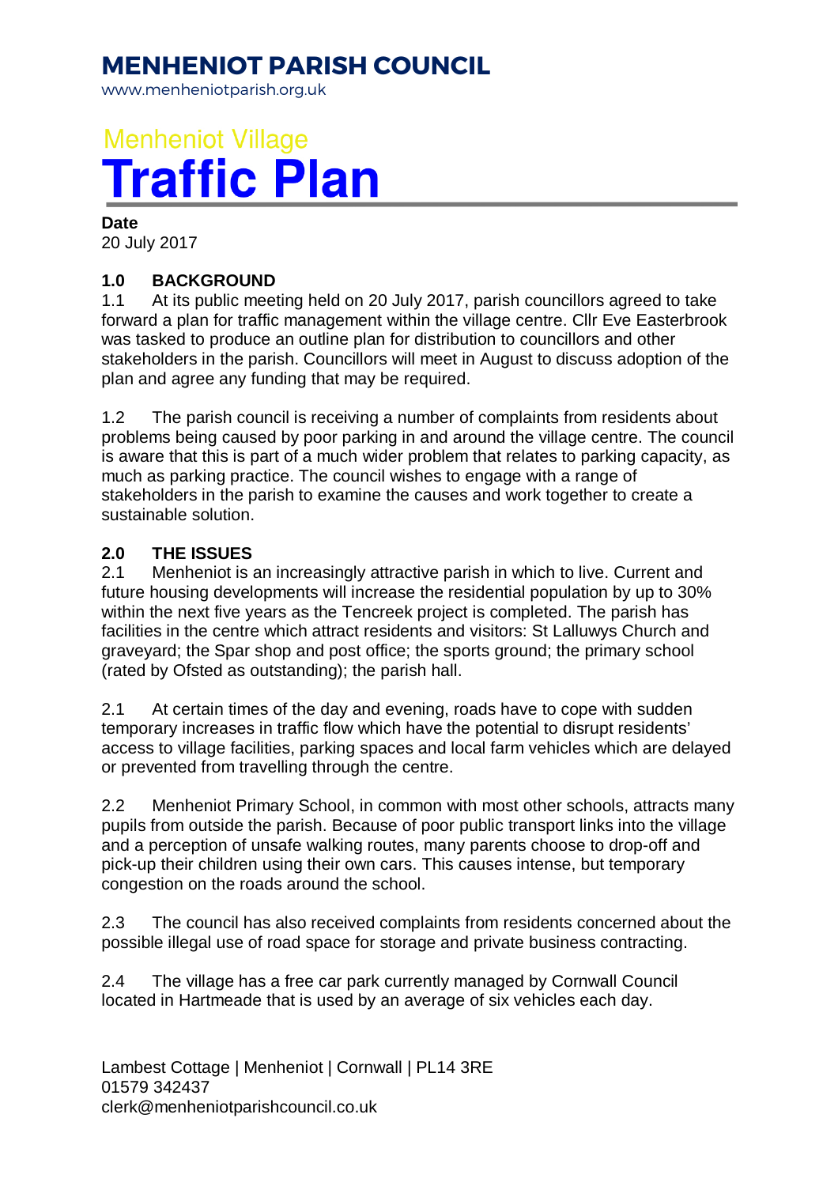# MENHENIOT PARISH COUNCIL

www.menheniotparish.org.uk

Menheniot Village

# Traffic Plan

**Date**
20 July 2017

## 1.0 BACKGROUND

1.1 At its public meeting held on 20 July 2017, parish councillors agreed to take forward a plan for traffic management within the village centre. Cllr Eve Easterbrook was tasked to produce an outline plan for distribution to councillors and other stakeholders in the parish. Councillors will meet in August to discuss adoption of the plan and agree any funding that may be required.

1.2 The parish council is receiving a number of complaints from residents about problems being caused by poor parking in and around the village centre. The council is aware that this is part of a much wider problem that relates to parking capacity, as much as parking practice. The council wishes to engage with a range of stakeholders in the parish to examine the causes and work together to create a sustainable solution.

## 2.0 THE ISSUES

2.1 Menheniot is an increasingly attractive parish in which to live. Current and future housing developments will increase the residential population by up to 30% within the next five years as the Tencreek project is completed. The parish has facilities in the centre which attract residents and visitors: St Lalluwys Church and graveyard; the Spar shop and post office; the sports ground; the primary school (rated by Ofsted as outstanding); the parish hall.

2.1 At certain times of the day and evening, roads have to cope with sudden temporary increases in traffic flow which have the potential to disrupt residents' access to village facilities, parking spaces and local farm vehicles which are delayed or prevented from travelling through the centre.

2.2 Menheniot Primary School, in common with most other schools, attracts many pupils from outside the parish. Because of poor public transport links into the village and a perception of unsafe walking routes, many parents choose to drop-off and pick-up their children using their own cars. This causes intense, but temporary congestion on the roads around the school.

2.3 The council has also received complaints from residents concerned about the possible illegal use of road space for storage and private business contracting.

2.4 The village has a free car park currently managed by Cornwall Council located in Hartmeade that is used by an average of six vehicles each day.

Lambest Cottage | Menheniot | Cornwall | PL14 3RE
01579 342437
clerk@menheniotparishcouncil.co.uk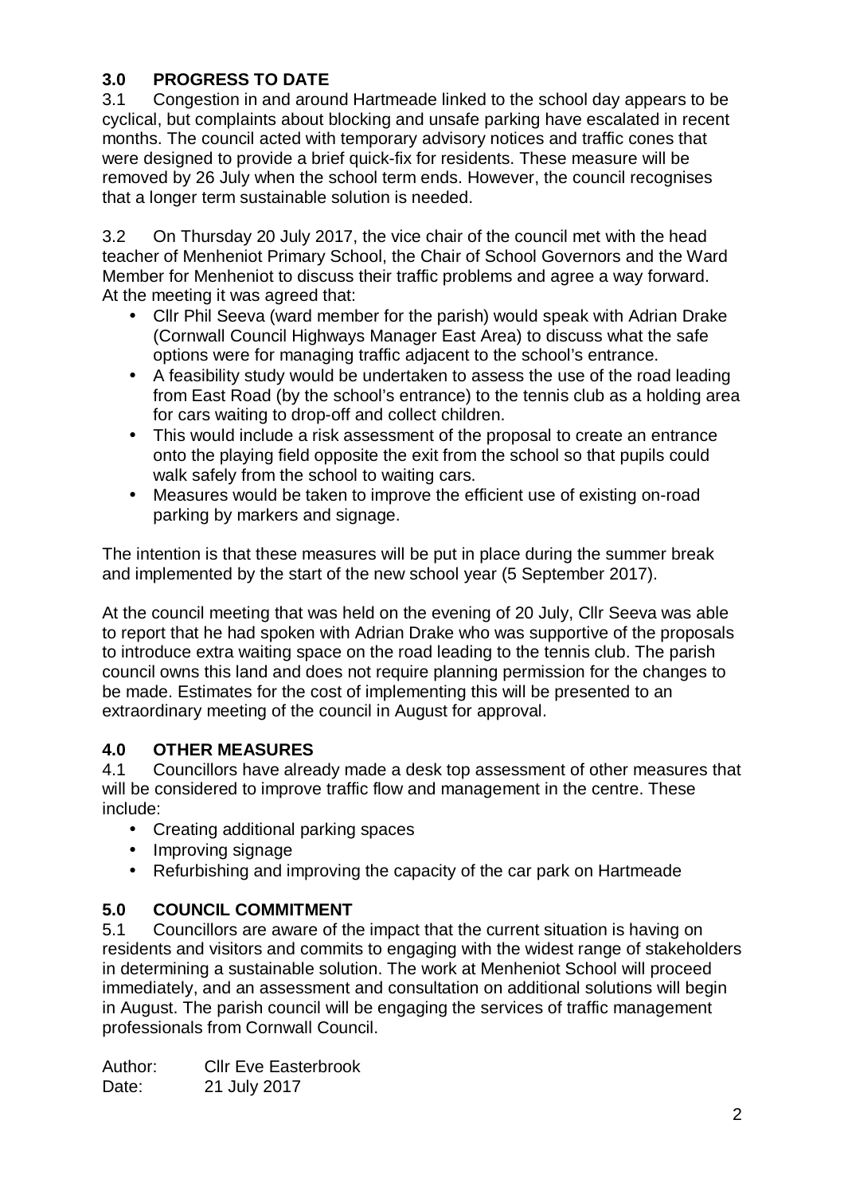## 3.0 PROGRESS TO DATE

3.1 Congestion in and around Hartmeade linked to the school day appears to be cyclical, but complaints about blocking and unsafe parking have escalated in recent months. The council acted with temporary advisory notices and traffic cones that were designed to provide a brief quick-fix for residents. These measure will be removed by 26 July when the school term ends. However, the council recognises that a longer term sustainable solution is needed.

3.2 On Thursday 20 July 2017, the vice chair of the council met with the head teacher of Menheniot Primary School, the Chair of School Governors and the Ward Member for Menheniot to discuss their traffic problems and agree a way forward. At the meeting it was agreed that:

- Cllr Phil Seeva (ward member for the parish) would speak with Adrian Drake (Cornwall Council Highways Manager East Area) to discuss what the safe options were for managing traffic adjacent to the school's entrance.
- A feasibility study would be undertaken to assess the use of the road leading from East Road (by the school's entrance) to the tennis club as a holding area for cars waiting to drop-off and collect children.
- This would include a risk assessment of the proposal to create an entrance onto the playing field opposite the exit from the school so that pupils could walk safely from the school to waiting cars.
- Measures would be taken to improve the efficient use of existing on-road parking by markers and signage.

The intention is that these measures will be put in place during the summer break and implemented by the start of the new school year (5 September 2017).

At the council meeting that was held on the evening of 20 July, Cllr Seeva was able to report that he had spoken with Adrian Drake who was supportive of the proposals to introduce extra waiting space on the road leading to the tennis club. The parish council owns this land and does not require planning permission for the changes to be made. Estimates for the cost of implementing this will be presented to an extraordinary meeting of the council in August for approval.

## 4.0 OTHER MEASURES

4.1 Councillors have already made a desk top assessment of other measures that will be considered to improve traffic flow and management in the centre. These include:

- Creating additional parking spaces
- Improving signage
- Refurbishing and improving the capacity of the car park on Hartmeade

## 5.0 COUNCIL COMMITMENT

5.1 Councillors are aware of the impact that the current situation is having on residents and visitors and commits to engaging with the widest range of stakeholders in determining a sustainable solution. The work at Menheniot School will proceed immediately, and an assessment and consultation on additional solutions will begin in August. The parish council will be engaging the services of traffic management professionals from Cornwall Council.

Author: Cllr Eve Easterbrook
Date: 21 July 2017